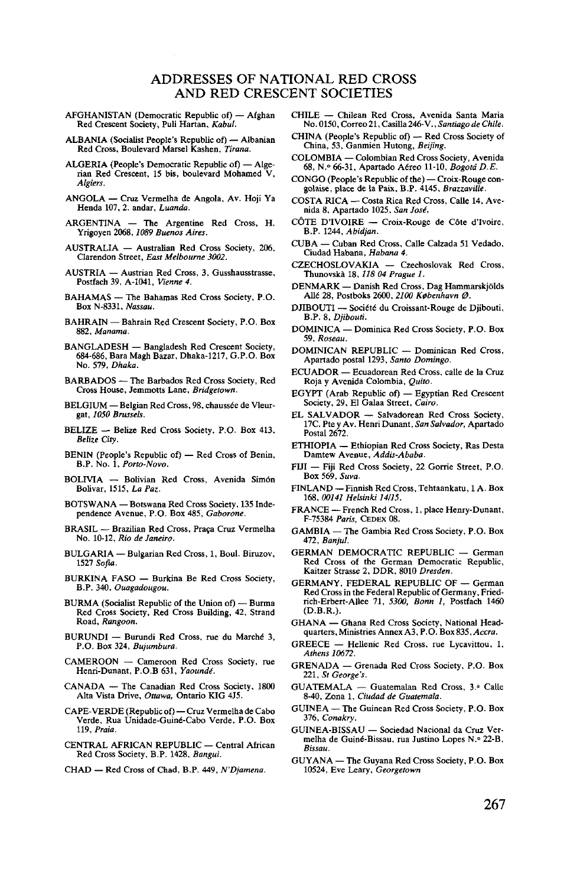# ADDRESSES OF NATIONAL RED CROSS AND RED CRESCENT SOCIETIES

AFGHANISTAN (Democratic Republic of) — Afghan Red Crescent Society, Puli Hartan, *Kabul*.

ALBANIA (Socialist People's Republic of) — Albanian Red Cross, Boulevard Marsel Kashen, *Tirana*.

ALGERIA (People's Democratic Republic of) — Algerian Red Crescent, 15 bis, boulevard Mohamed V, *Algiers*.

ANGOLA — Cruz Vermelha de Angola, Av. Hoji Ya Henda 107, 2. andar, *Luanda*.

ARGENTINA — The Argentine Red Cross, H. Yrigoyen 2068, *1089 Buenos Aires*.

AUSTRALIA — Australian Red Cross Society, 206, Clarendon Street, *East Melbourne 3002*.

AUSTRIA — Austrian Red Cross, 3, Gusshausstrasse, Postfach 39, A-1041, *Vienne 4*.

BAHAMAS — The Bahamas Red Cross Society, P.O. Box N-8331, *Nassau*.

BAHRAIN — Bahrain Red Crescent Society, P.O. Box 882, *Manama*.

BANGLADESH — Bangladesh Red Crescent Society, 684-686, Bara Magh Bazar, Dhaka-1217, G.P.O. Box No. 579, *Dhaka*.

BARBADOS — The Barbados Red Cross Society, Red Cross House, Jemmotts Lane, *Bridgetown*.

BELGIUM — Belgian Red Cross, 98, chaussée de Vleurgat, *1050 Brussels*.

BELIZE — Belize Red Cross Society, P.O. Box 413, *Belize City*.

BENIN (People's Republic of) — Red Cross of Benin, B.P. No. 1, *Porto-Novo*.

BOLIVIA — Bolivian Red Cross, Avenida Simón Bolivar, 1515, *La Paz*.

BOTSWANA — Botswana Red Cross Society, 135 Independence Avenue, P.O. Box 485, *Gaborone*.

BRASIL — Brazilian Red Cross, Praça Cruz Vermelha No. 10-12, *Rio de Janeiro*.

BULGARIA — Bulgarian Red Cross, 1, Boul. Biruzov, *1527 Sofia*.

BURKINA FASO — Burkina Be Red Cross Society, B.P. 340, *Ouagadougou*.

BURMA (Socialist Republic of the Union of) — Burma Red Cross Society, Red Cross Building, 42, Strand Road, *Rangoon*.

BURUNDI — Burundi Red Cross, rue du Marché 3, P.O. Box 324, *Bujumbura*.

CAMEROON — Cameroon Red Cross Society, rue Henri-Dunant, P.O.B 631, *Yaoundé*.

CANADA — The Canadian Red Cross Society, 1800 Alta Vista Drive, *Ottawa*, Ontario KIG 4J5.

CAPE-VERDE (Republic of) — Cruz Vermelha de Cabo Verde, Rua Unidade-Guiné-Cabo Verde, P.O. Box 119, *Praia*.

CENTRAL AFRICAN REPUBLIC — Central African Red Cross Society, B.P. 1428, *Bangui*.

CHAD — Red Cross of Chad, B.P. 449, *N'Djamena*.

CHILE — Chilean Red Cross, Avenida Santa Maria No. 0150, Correo 21, Casilla 246-V., *Santiago de Chile*.

CHINA (People's Republic of) — Red Cross Society of China, 53, Ganmien Hutong, *Beijing*.

COLOMBIA — Colombian Red Cross Society, Avenida 68, N.º 66-31, Apartado Aéreo 11-10, *Bogotá D.E.*

CONGO (People's Republic of the) — Croix-Rouge congolaise, place de la Paix, B.P. 4145, *Brazzaville*.

COSTA RICA — Costa Rica Red Cross, Calle 14, Avenida 8, Apartado 1025, *San José*.

CÔTE D'IVOIRE — Croix-Rouge de Côte d'Ivoire, B.P. 1244, *Abidjan*.

CUBA — Cuban Red Cross, Calle Calzada 51 Vedado, Ciudad Habana, *Habana 4*.

CZECHOSLOVAKIA — Czechoslovak Red Cross, Thunovskà 18, *118 04 Prague 1*.

DENMARK — Danish Red Cross, Dag Hammarskjölds Allé 28, Postboks 2600, *2100 København Ø*.

DJIBOUTI — Société du Croissant-Rouge de Djibouti, B.P. 8, *Djibouti*.

DOMINICA — Dominica Red Cross Society, P.O. Box 59, *Roseau*.

DOMINICAN REPUBLIC — Dominican Red Cross, Apartado postal 1293, *Santo Domingo*.

ECUADOR — Ecuadorean Red Cross, calle de la Cruz Roja y Avenida Colombia, *Quito*.

EGYPT (Arab Republic of) — Egyptian Red Crescent Society, 29, El Galaa Street, *Cairo*.

EL SALVADOR — Salvadorean Red Cross Society, 17C. Pte y Av. Henri Dunant, *San Salvador*, Apartado Postal 2672.

ETHIOPIA — Ethiopian Red Cross Society, Ras Desta Damtew Avenue, *Addis-Ababa*.

FIJI — Fiji Red Cross Society, 22 Gorrie Street, P.O. Box 569, *Suva*.

FINLAND — Finnish Red Cross, Tehtaankatu, 1 A. Box 168, *00141 Helsinki 14/15*.

FRANCE — French Red Cross, 1, place Henry-Dunant, F-75384 *Paris*, CEDEX 08.

GAMBIA — The Gambia Red Cross Society, P.O. Box 472, *Banjul*.

GERMAN DEMOCRATIC REPUBLIC — German Red Cross of the German Democratic Republic, Kaitzer Strasse 2, DDR, 8010 *Dresden*.

GERMANY, FEDERAL REPUBLIC OF — German Red Cross in the Federal Republic of Germany, Friedrich-Erbert-Allee 71, *5300, Bonn 1*, Postfach 1460 (D.B.R.).

GHANA — Ghana Red Cross Society, National Headquarters, Ministries Annex A3, P.O. Box 835, *Accra*.

GREECE — Hellenic Red Cross, rue Lycavittou, 1, *Athens 10672*.

GRENADA — Grenada Red Cross Society, P.O. Box 221, *St George's*.

GUATEMALA — Guatemalan Red Cross, 3.ª Calle 8-40, Zona 1, *Ciudad de Guatemala*.

GUINEA — The Guinean Red Cross Society, P.O. Box 376, *Conakry*.

GUINEA-BISSAU — Sociedad Nacional da Cruz Vermelha de Guiné-Bissau, rua Justino Lopes N.º 22-B, *Bissau*.

GUYANA — The Guyana Red Cross Society, P.O. Box 10524, Eve Leary, *Georgetown*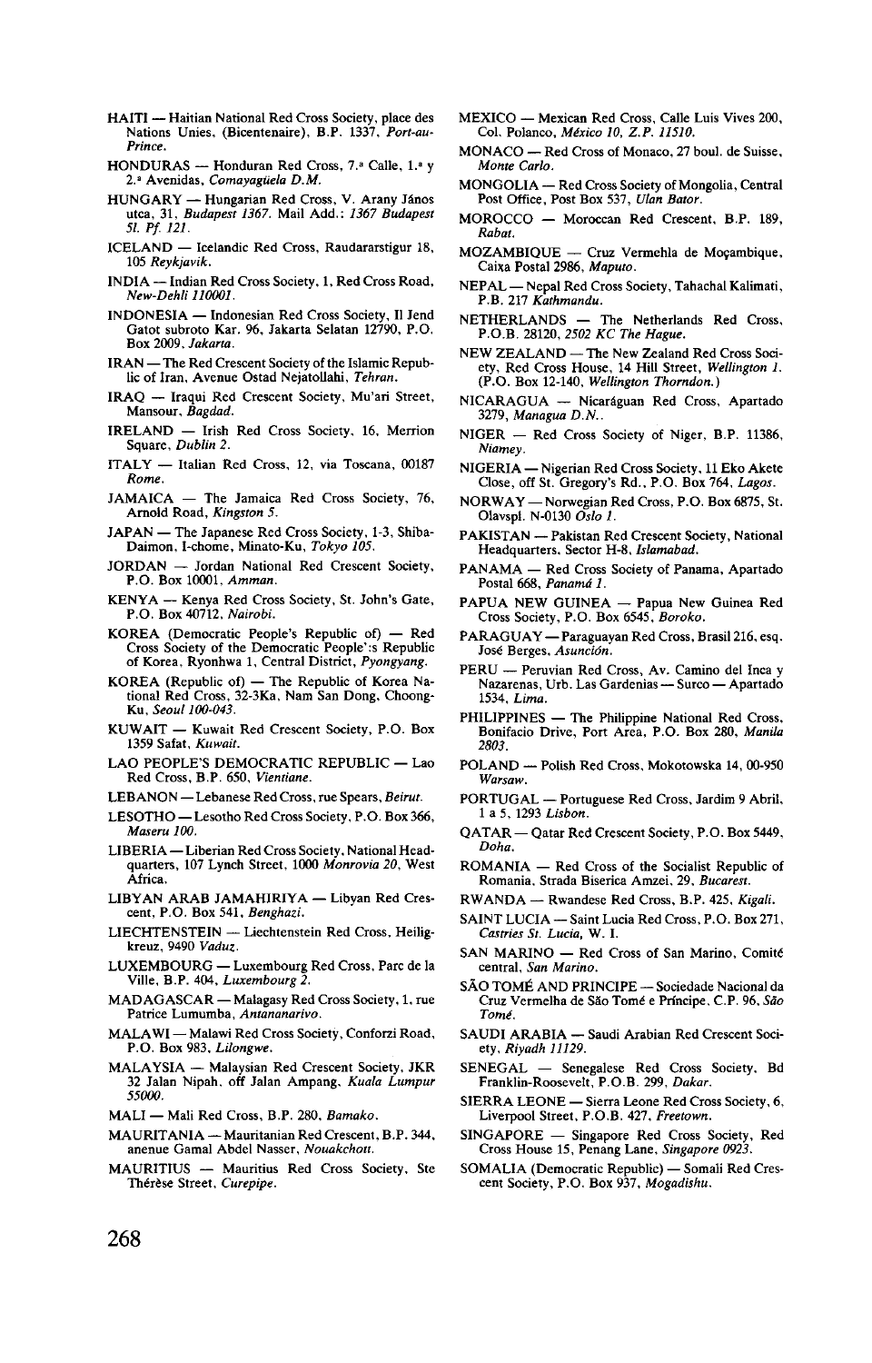HAITI — Haitian National Red Cross Society, place des Nations Unies, (Bicentenaire), B.P. 1337, *Port-au-Prince.*

HONDURAS — Honduran Red Cross, 7.ª Calle, 1.ª y 2.ª Avenidas, *Comayagüela D.M.*

HUNGARY — Hungarian Red Cross, V. Arany János utca, 31, *Budapest 1367.* Mail Add.: *1367 Budapest 5l. Pf. 121.*

ICELAND — Icelandic Red Cross, Raudararstigur 18, 105 *Reykjavik.*

INDIA — Indian Red Cross Society, 1, Red Cross Road, *New-Dehli 110001.*

INDONESIA — Indonesian Red Cross Society, Il Jend Gatot subroto Kar. 96, Jakarta Selatan 12790, P.O. Box 2009, *Jakarta.*

IRAN — The Red Crescent Society of the Islamic Republic of Iran, Avenue Ostad Nejatollahi, *Tehran.*

IRAQ — Iraqui Red Crescent Society, Mu'ari Street, Mansour, *Bagdad.*

IRELAND — Irish Red Cross Society, 16, Merrion Square, *Dublin 2.*

ITALY — Italian Red Cross, 12, via Toscana, 00187 *Rome.*

JAMAICA — The Jamaica Red Cross Society, 76, Arnold Road, *Kingston 5.*

JAPAN — The Japanese Red Cross Society, 1-3, Shiba-Daimon, I-chome, Minato-Ku, *Tokyo 105.*

JORDAN — Jordan National Red Crescent Society, P.O. Box 10001, *Amman.*

KENYA — Kenya Red Cross Society, St. John's Gate, P.O. Box 40712, *Nairobi.*

KOREA (Democratic People's Republic of) — Red Cross Society of the Democratic People':s Republic of Korea, Ryonhwa 1, Central District, *Pyongyang.*

KOREA (Republic of) — The Republic of Korea National Red Cross, 32-3Ka, Nam San Dong, Choong-Ku, *Seoul 100-043.*

KUWAIT — Kuwait Red Crescent Society, P.O. Box 1359 Safat, *Kuwait.*

LAO PEOPLE'S DEMOCRATIC REPUBLIC — Lao Red Cross, B.P. 650, *Vientiane.*

LEBANON — Lebanese Red Cross, rue Spears, *Beirut.*

LESOTHO — Lesotho Red Cross Society, P.O. Box 366, *Maseru 100.*

LIBERIA — Liberian Red Cross Society, National Headquarters, 107 Lynch Street, 1000 *Monrovia 20,* West Africa.

LIBYAN ARAB JAMAHIRIYA — Libyan Red Crescent, P.O. Box 541, *Benghazi.*

LIECHTENSTEIN — Liechtenstein Red Cross, Heiligkreuz, 9490 *Vaduz.*

LUXEMBOURG — Luxembourg Red Cross, Parc de la Ville, B.P. 404, *Luxembourg 2.*

MADAGASCAR — Malagasy Red Cross Society, 1, rue Patrice Lumumba, *Antananarivo.*

MALAWI — Malawi Red Cross Society, Conforzi Road, P.O. Box 983, *Lilongwe.*

MALAYSIA — Malaysian Red Crescent Society, JKR 32 Jalan Nipah, off Jalan Ampang, *Kuala Lumpur 55000.*

MALI — Mali Red Cross, B.P. 280, *Bamako.*

MAURITANIA — Mauritanian Red Crescent, B.P. 344, anenue Gamal Abdel Nasser, *Nouakchott.*

MAURITIUS — Mauritius Red Cross Society, Ste Thérèse Street, *Curepipe.*

MEXICO — Mexican Red Cross, Calle Luis Vives 200, Col. Polanco, *México 10, Z.P. 11510.*

MONACO — Red Cross of Monaco, 27 boul. de Suisse, *Monte Carlo.*

MONGOLIA — Red Cross Society of Mongolia, Central Post Office, Post Box 537, *Ulan Bator.*

MOROCCO — Moroccan Red Crescent, B.P. 189, *Rabat.*

MOZAMBIQUE — Cruz Vermehla de Moçambique, Caixa Postal 2986, *Maputo.*

NEPAL — Nepal Red Cross Society, Tahachal Kalimati, P.B. 217 *Kathmandu.*

NETHERLANDS — The Netherlands Red Cross, P.O.B. 28120, *2502 KC The Hague.*

NEW ZEALAND — The New Zealand Red Cross Society, Red Cross House, 14 Hill Street, *Wellington 1.* (P.O. Box 12-140, *Wellington Thorndon.*)

NICARAGUA — Nicaráguan Red Cross, Apartado 3279, *Managua D.N..*

NIGER — Red Cross Society of Niger, B.P. 11386, *Niamey.*

NIGERIA — Nigerian Red Cross Society, 11 Eko Akete Close, off St. Gregory's Rd., P.O. Box 764, *Lagos.*

NORWAY — Norwegian Red Cross, P.O. Box 6875, St. Olavspl. N-0130 *Oslo 1.*

PAKISTAN — Pakistan Red Crescent Society, National Headquarters, Sector H-8, *Islamabad.*

PANAMA — Red Cross Society of Panama, Apartado Postal 668, *Panamá 1.*

PAPUA NEW GUINEA — Papua New Guinea Red Cross Society, P.O. Box 6545, *Boroko.*

PARAGUAY — Paraguayan Red Cross, Brasil 216, esq. José Berges, *Asunción.*

PERU — Peruvian Red Cross, Av. Camino del Inca y Nazarenas, Urb. Las Gardenias — Surco — Apartado 1534, *Lima.*

PHILIPPINES — The Philippine National Red Cross, Bonifacio Drive, Port Area, P.O. Box 280, *Manila 2803.*

POLAND — Polish Red Cross, Mokotowska 14, 00-950 *Warsaw.*

PORTUGAL — Portuguese Red Cross, Jardim 9 Abril, 1 a 5, 1293 *Lisbon.*

QATAR — Qatar Red Crescent Society, P.O. Box 5449, *Doha.*

ROMANIA — Red Cross of the Socialist Republic of Romania, Strada Biserica Amzei, 29, *Bucarest.*

RWANDA — Rwandese Red Cross, B.P. 425, *Kigali.*

SAINT LUCIA — Saint Lucia Red Cross, P.O. Box 271, *Castries St. Lucia,* W. I.

SAN MARINO — Red Cross of San Marino, Comité central, *San Marino.*

SÃO TOMÉ AND PRINCIPE — Sociedade Nacional da Cruz Vermelha de São Tomé e Príncipe, C.P. 96, *São Tomé.*

SAUDI ARABIA — Saudi Arabian Red Crescent Society, *Riyadh 11129.*

SENEGAL — Senegalese Red Cross Society, Bd Franklin-Roosevelt, P.O.B. 299, *Dakar.*

SIERRA LEONE — Sierra Leone Red Cross Society, 6, Liverpool Street, P.O.B. 427, *Freetown.*

SINGAPORE — Singapore Red Cross Society, Red Cross House 15, Penang Lane, *Singapore 0923.*

SOMALIA (Democratic Republic) — Somali Red Crescent Society, P.O. Box 937, *Mogadishu.*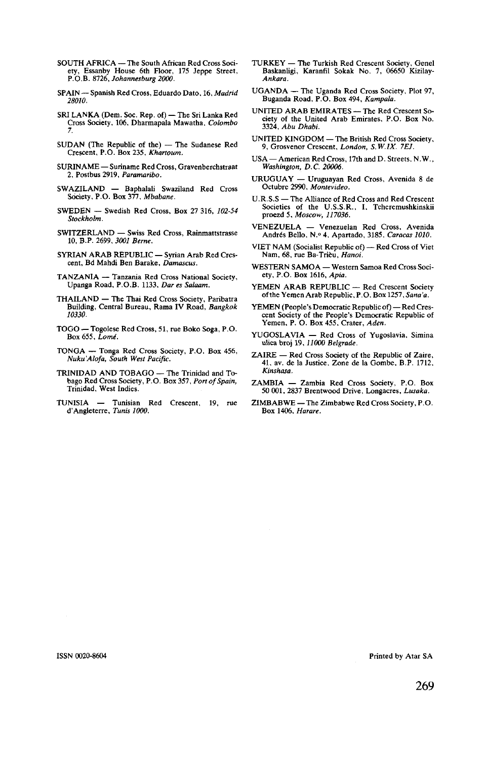SOUTH AFRICA — The South African Red Cross Society, Essanby House 6th Floor, 175 Jeppe Street, P.O.B. 8726, *Johannesburg 2000*.

SPAIN — Spanish Red Cross, Eduardo Dato, 16, *Madrid 28010*.

SRI LANKA (Dem. Soc. Rep. of) — The Sri Lanka Red Cross Society, 106, Dharmapala Mawatha, *Colombo 7*.

SUDAN (The Republic of the) — The Sudanese Red Crescent, P.O. Box 235, *Khartoum*.

SURINAME — Suriname Red Cross, Gravenberchstraat 2, Postbus 2919, *Paramaribo*.

SWAZILAND — Baphalali Swaziland Red Cross Society, P.O. Box 377, *Mbabane*.

SWEDEN — Swedish Red Cross, Box 27 316, *102-54 Stockholm*.

SWITZERLAND — Swiss Red Cross, Rainmattstrasse 10, B.P. 2699, *3001 Berne*.

SYRIAN ARAB REPUBLIC — Syrian Arab Red Crescent, Bd Mahdi Ben Barake, *Damascus*.

TANZANIA — Tanzania Red Cross National Society, Upanga Road, P.O.B. 1133, *Dar es Salaam*.

THAILAND — The Thai Red Cross Society, Paribatra Building, Central Bureau, Rama IV Road, *Bangkok 10330*.

TOGO — Togolese Red Cross, 51, rue Boko Soga, P.O. Box 655, *Lomé*.

TONGA — Tonga Red Cross Society, P.O. Box 456, *Nuku'Alofa, South West Pacific*.

TRINIDAD AND TOBAGO — The Trinidad and Tobago Red Cross Society, P.O. Box 357, *Port of Spain*, Trinidad, West Indies.

TUNISIA — Tunisian Red Crescent, 19, rue d'Angleterre, *Tunis 1000*.

TURKEY — The Turkish Red Crescent Society, Genel Baskanligi, Karanfil Sokak No. 7, 06650 Kizilay-*Ankara*.

UGANDA — The Uganda Red Cross Society, Plot 97, Buganda Road, P.O. Box 494, *Kampala*.

UNITED ARAB EMIRATES — The Red Crescent Society of the United Arab Emirates, P.O. Box No. 3324, *Abu Dhabi*.

UNITED KINGDOM — The British Red Cross Society, 9, Grosvenor Crescent, *London, S.W.IX. 7EJ*.

USA — American Red Cross, 17th and D. Streets, N.W., *Washington, D.C. 20006*.

URUGUAY — Uruguayan Red Cross, Avenida 8 de Octubre 2990, *Montevideo*.

U.R.S.S — The Alliance of Red Cross and Red Crescent Societies of the U.S.S.R., I. Tcheremushkinskii proezd 5, *Moscow, 117036*.

VENEZUELA — Venezuelan Red Cross, Avenida Andrés Bello, N.º 4, Apartado, 3185, *Caracas 1010*.

VIET NAM (Socialist Republic of) — Red Cross of Viet Nam, 68, rue Ba-Triêu, *Hanoi*.

WESTERN SAMOA — Western Samoa Red Cross Society, P.O. Box 1616, *Apia*.

YEMEN ARAB REPUBLIC — Red Crescent Society of the Yemen Arab Republic, P.O. Box 1257, *Sana'a*.

YEMEN (People's Democratic Republic of) — Red Crescent Society of the People's Democratic Republic of Yemen, P. O. Box 455, Crater, *Aden*.

YUGOSLAVIA — Red Cross of Yugoslavia, Simina ulica broj 19, *11000 Belgrade*.

ZAIRE — Red Cross Society of the Republic of Zaire, 41, av. de la Justice, Zone de la Gombe, B.P. 1712, *Kinshasa*.

ZAMBIA — Zambia Red Cross Society, P.O. Box 50 001, 2837 Brentwood Drive, Longacres, *Lusaka*.

ZIMBABWE — The Zimbabwe Red Cross Society, P.O. Box 1406, *Harare*.

ISSN 0020-8604

Printed by Atar SA